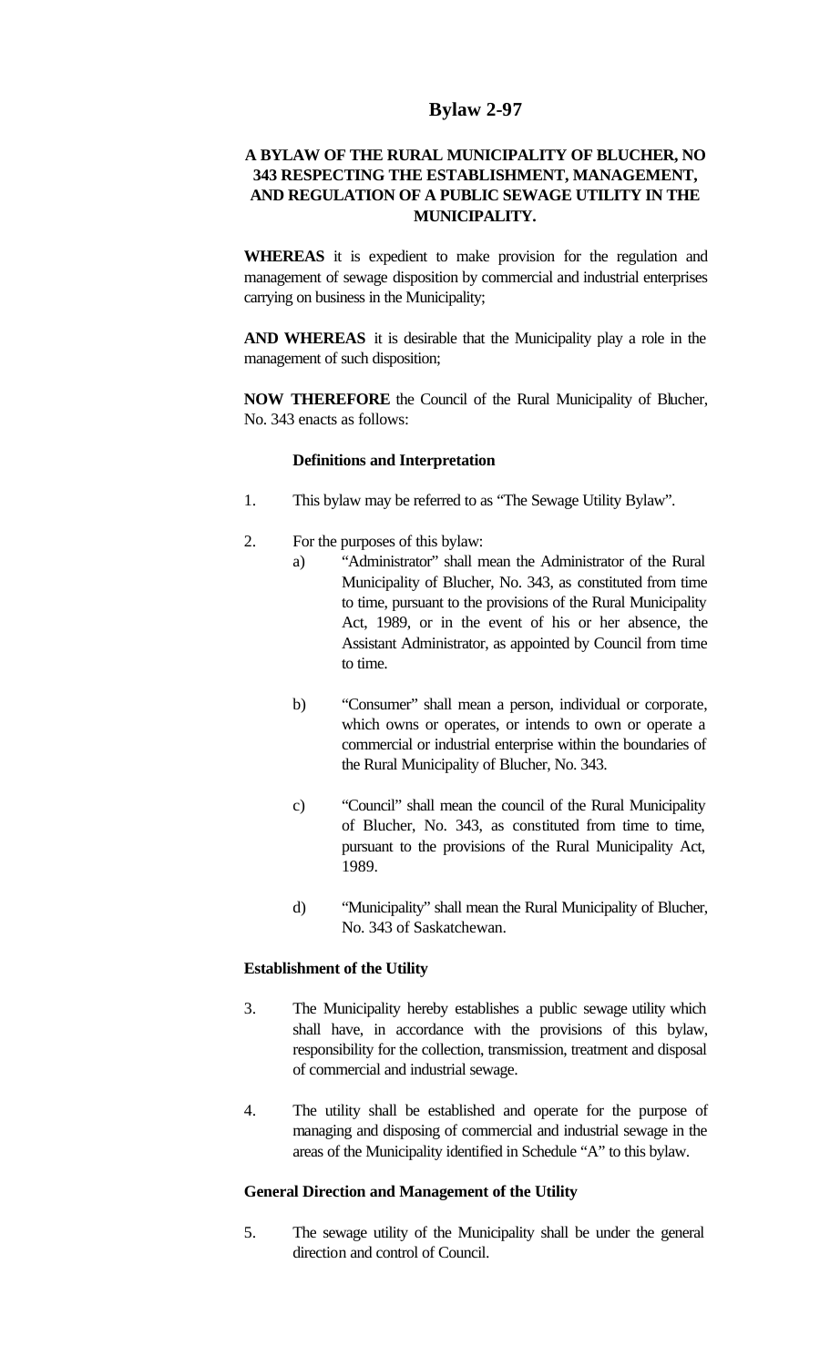# Bylaw 2-97

**A BYLAW OF THE RURAL MUNICIPALITY OF BLUCHER, NO 343 RESPECTING THE ESTABLISHMENT, MANAGEMENT, AND REGULATION OF A PUBLIC SEWAGE UTILITY IN THE MUNICIPALITY.**

**WHEREAS** it is expedient to make provision for the regulation and management of sewage disposition by commercial and industrial enterprises carrying on business in the Municipality;

**AND WHEREAS** it is desirable that the Municipality play a role in the management of such disposition;

**NOW THEREFORE** the Council of the Rural Municipality of Blucher, No. 343 enacts as follows:

### Definitions and Interpretation

1. This bylaw may be referred to as "The Sewage Utility Bylaw".

2. For the purposes of this bylaw:
   a) "Administrator" shall mean the Administrator of the Rural Municipality of Blucher, No. 343, as constituted from time to time, pursuant to the provisions of the Rural Municipality Act, 1989, or in the event of his or her absence, the Assistant Administrator, as appointed by Council from time to time.

   b) "Consumer" shall mean a person, individual or corporate, which owns or operates, or intends to own or operate a commercial or industrial enterprise within the boundaries of the Rural Municipality of Blucher, No. 343.

   c) "Council" shall mean the council of the Rural Municipality of Blucher, No. 343, as constituted from time to time, pursuant to the provisions of the Rural Municipality Act, 1989.

   d) "Municipality" shall mean the Rural Municipality of Blucher, No. 343 of Saskatchewan.

### Establishment of the Utility

3. The Municipality hereby establishes a public sewage utility which shall have, in accordance with the provisions of this bylaw, responsibility for the collection, transmission, treatment and disposal of commercial and industrial sewage.

4. The utility shall be established and operate for the purpose of managing and disposing of commercial and industrial sewage in the areas of the Municipality identified in Schedule "A" to this bylaw.

### General Direction and Management of the Utility

5. The sewage utility of the Municipality shall be under the general direction and control of Council.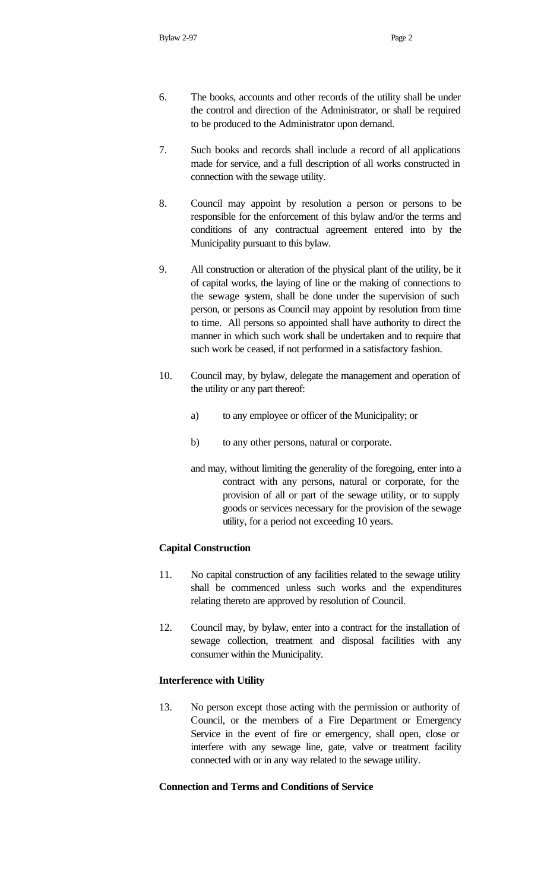6. The books, accounts and other records of the utility shall be under the control and direction of the Administrator, or shall be required to be produced to the Administrator upon demand.

7. Such books and records shall include a record of all applications made for service, and a full description of all works constructed in connection with the sewage utility.

8. Council may appoint by resolution a person or persons to be responsible for the enforcement of this bylaw and/or the terms and conditions of any contractual agreement entered into by the Municipality pursuant to this bylaw.

9. All construction or alteration of the physical plant of the utility, be it of capital works, the laying of line or the making of connections to the sewage system, shall be done under the supervision of such person, or persons as Council may appoint by resolution from time to time. All persons so appointed shall have authority to direct the manner in which such work shall be undertaken and to require that such work be ceased, if not performed in a satisfactory fashion.

10. Council may, by bylaw, delegate the management and operation of the utility or any part thereof:

    a) to any employee or officer of the Municipality; or

    b) to any other persons, natural or corporate.

    and may, without limiting the generality of the foregoing, enter into a contract with any persons, natural or corporate, for the provision of all or part of the sewage utility, or to supply goods or services necessary for the provision of the sewage utility, for a period not exceeding 10 years.

**Capital Construction**

11. No capital construction of any facilities related to the sewage utility shall be commenced unless such works and the expenditures relating thereto are approved by resolution of Council.

12. Council may, by bylaw, enter into a contract for the installation of sewage collection, treatment and disposal facilities with any consumer within the Municipality.

**Interference with Utility**

13. No person except those acting with the permission or authority of Council, or the members of a Fire Department or Emergency Service in the event of fire or emergency, shall open, close or interfere with any sewage line, gate, valve or treatment facility connected with or in any way related to the sewage utility.

**Connection and Terms and Conditions of Service**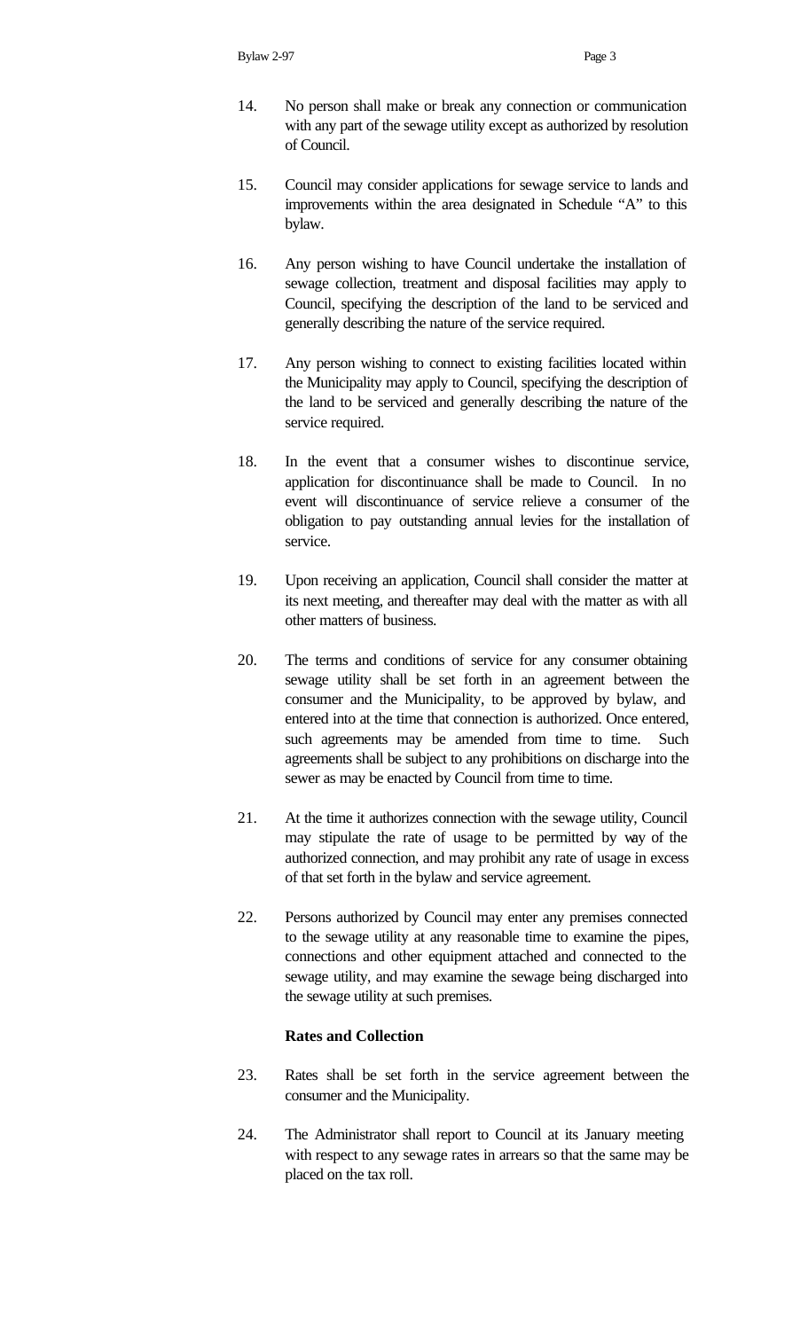14. No person shall make or break any connection or communication with any part of the sewage utility except as authorized by resolution of Council.

15. Council may consider applications for sewage service to lands and improvements within the area designated in Schedule "A" to this bylaw.

16. Any person wishing to have Council undertake the installation of sewage collection, treatment and disposal facilities may apply to Council, specifying the description of the land to be serviced and generally describing the nature of the service required.

17. Any person wishing to connect to existing facilities located within the Municipality may apply to Council, specifying the description of the land to be serviced and generally describing the nature of the service required.

18. In the event that a consumer wishes to discontinue service, application for discontinuance shall be made to Council. In no event will discontinuance of service relieve a consumer of the obligation to pay outstanding annual levies for the installation of service.

19. Upon receiving an application, Council shall consider the matter at its next meeting, and thereafter may deal with the matter as with all other matters of business.

20. The terms and conditions of service for any consumer obtaining sewage utility shall be set forth in an agreement between the consumer and the Municipality, to be approved by bylaw, and entered into at the time that connection is authorized. Once entered, such agreements may be amended from time to time. Such agreements shall be subject to any prohibitions on discharge into the sewer as may be enacted by Council from time to time.

21. At the time it authorizes connection with the sewage utility, Council may stipulate the rate of usage to be permitted by way of the authorized connection, and may prohibit any rate of usage in excess of that set forth in the bylaw and service agreement.

22. Persons authorized by Council may enter any premises connected to the sewage utility at any reasonable time to examine the pipes, connections and other equipment attached and connected to the sewage utility, and may examine the sewage being discharged into the sewage utility at such premises.

**Rates and Collection**

23. Rates shall be set forth in the service agreement between the consumer and the Municipality.

24. The Administrator shall report to Council at its January meeting with respect to any sewage rates in arrears so that the same may be placed on the tax roll.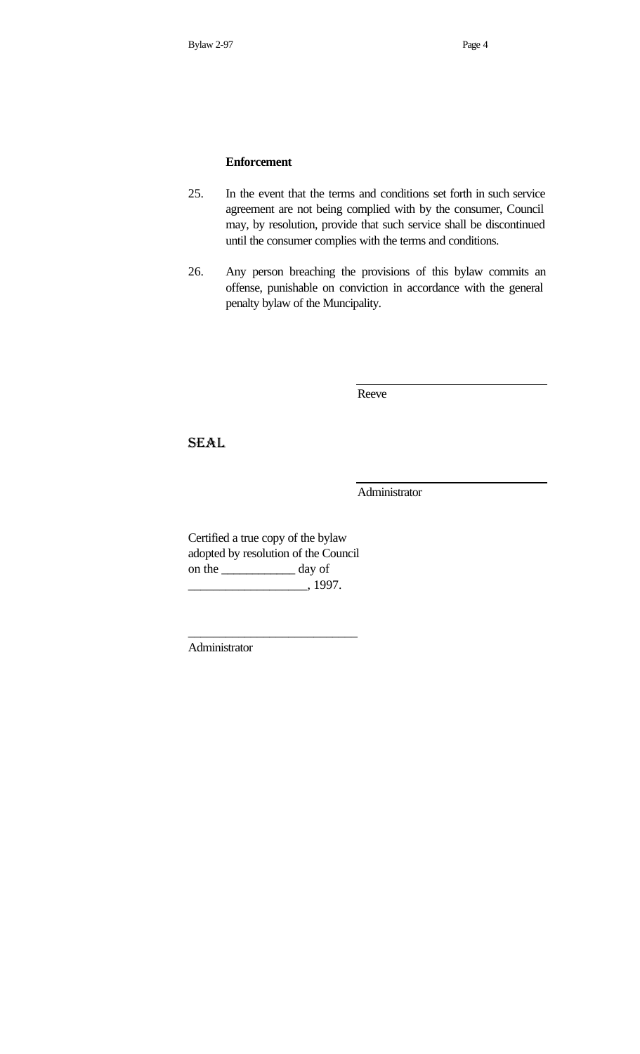**Enforcement**

25. In the event that the terms and conditions set forth in such service agreement are not being complied with by the consumer, Council may, by resolution, provide that such service shall be discontinued until the consumer complies with the terms and conditions.

26. Any person breaching the provisions of this bylaw commits an offense, punishable on conviction in accordance with the general penalty bylaw of the Muncipality.

\_\_\_\_\_\_\_\_\_\_\_\_\_\_\_\_\_\_\_\_\_\_\_\_\_\_\_\_\_\_

Reeve

SEAL

\_\_\_\_\_\_\_\_\_\_\_\_\_\_\_\_\_\_\_\_\_\_\_\_\_\_\_\_\_\_

Administrator

Certified a true copy of the bylaw adopted by resolution of the Council on the ___________ day of __________________, 1997.

\_\_\_\_\_\_\_\_\_\_\_\_\_\_\_\_\_\_\_\_\_\_\_\_\_\_\_

Administrator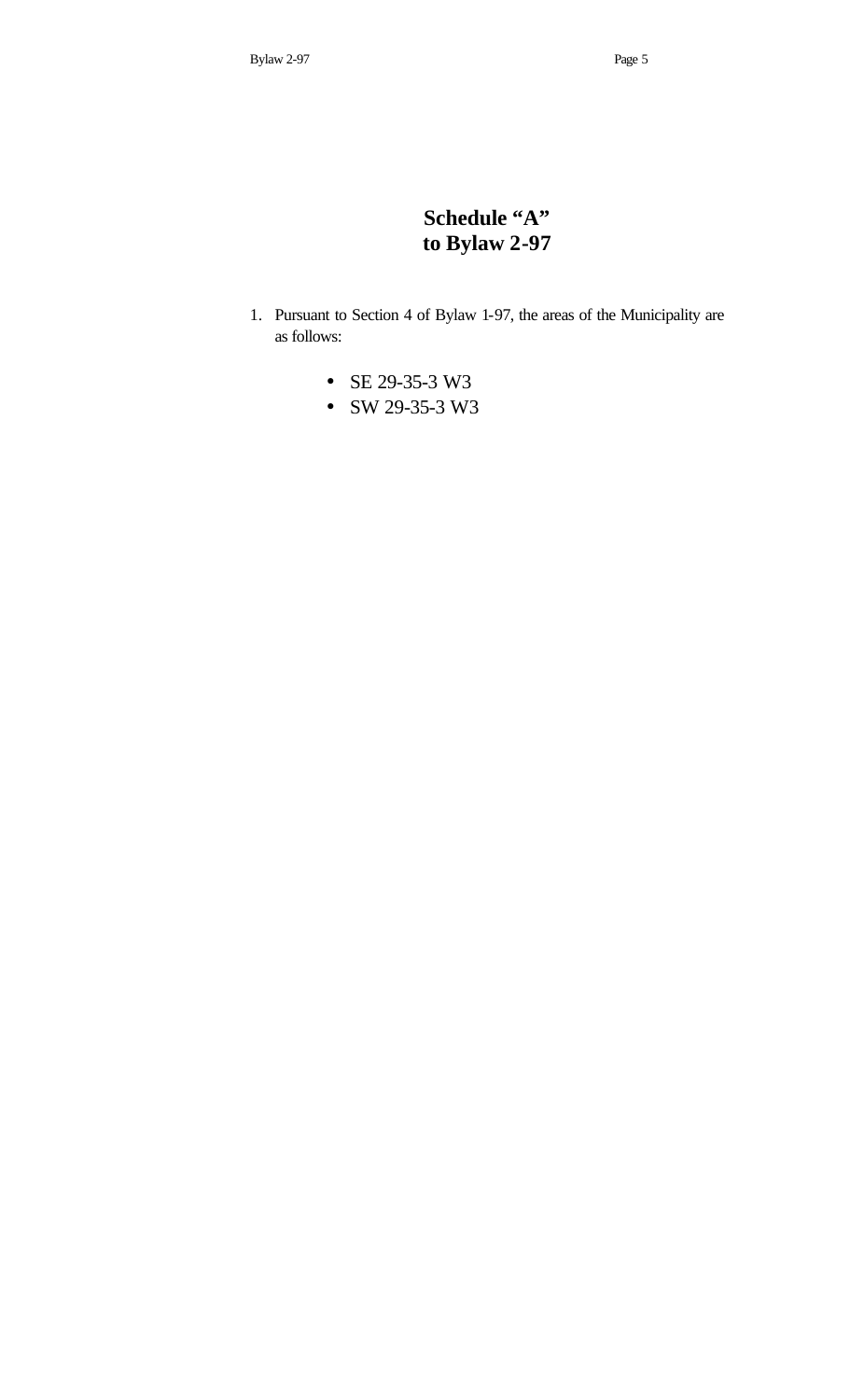# Schedule "A"
# to Bylaw 2-97

1. Pursuant to Section 4 of Bylaw 1-97, the areas of the Municipality are as follows:

    - SE 29-35-3 W3
    - SW 29-35-3 W3